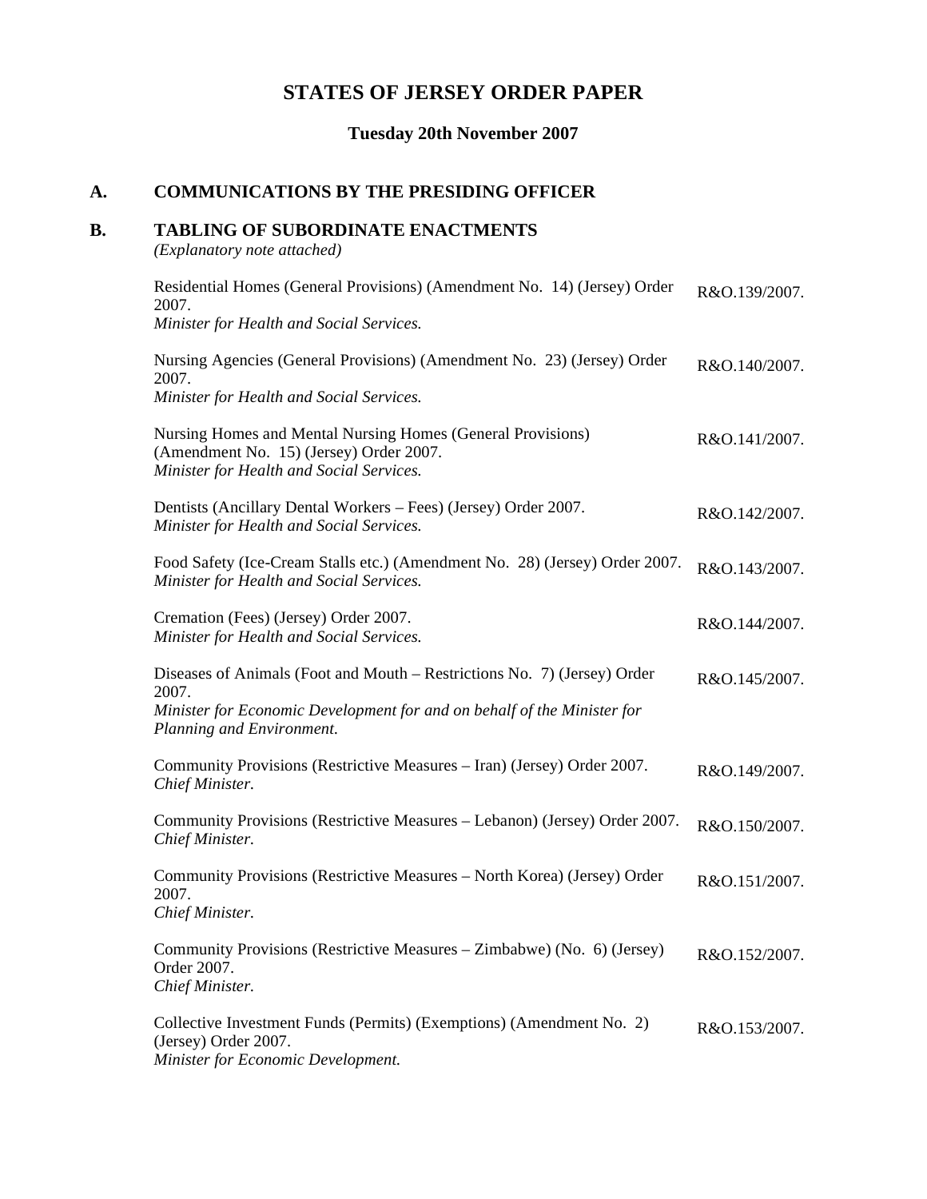# STATES OF JERSEY ORDER PAPER

### Tuesday 20th November 2007

## A. COMMUNICATIONS BY THE PRESIDING OFFICER

## B. TABLING OF SUBORDINATE ENACTMENTS

*(Explanatory note attached)*

| | |
|---|---|
| Residential Homes (General Provisions) (Amendment No. 14) (Jersey) Order 2007.<br>*Minister for Health and Social Services.* | R&O.139/2007. |
| Nursing Agencies (General Provisions) (Amendment No. 23) (Jersey) Order 2007.<br>*Minister for Health and Social Services.* | R&O.140/2007. |
| Nursing Homes and Mental Nursing Homes (General Provisions) (Amendment No. 15) (Jersey) Order 2007.<br>*Minister for Health and Social Services.* | R&O.141/2007. |
| Dentists (Ancillary Dental Workers – Fees) (Jersey) Order 2007.<br>*Minister for Health and Social Services.* | R&O.142/2007. |
| Food Safety (Ice-Cream Stalls etc.) (Amendment No. 28) (Jersey) Order 2007.<br>*Minister for Health and Social Services.* | R&O.143/2007. |
| Cremation (Fees) (Jersey) Order 2007.<br>*Minister for Health and Social Services.* | R&O.144/2007. |
| Diseases of Animals (Foot and Mouth – Restrictions No. 7) (Jersey) Order 2007.<br>*Minister for Economic Development for and on behalf of the Minister for Planning and Environment.* | R&O.145/2007. |
| Community Provisions (Restrictive Measures – Iran) (Jersey) Order 2007.<br>*Chief Minister.* | R&O.149/2007. |
| Community Provisions (Restrictive Measures – Lebanon) (Jersey) Order 2007.<br>*Chief Minister.* | R&O.150/2007. |
| Community Provisions (Restrictive Measures – North Korea) (Jersey) Order 2007.<br>*Chief Minister.* | R&O.151/2007. |
| Community Provisions (Restrictive Measures – Zimbabwe) (No. 6) (Jersey) Order 2007.<br>*Chief Minister.* | R&O.152/2007. |
| Collective Investment Funds (Permits) (Exemptions) (Amendment No. 2) (Jersey) Order 2007.<br>*Minister for Economic Development.* | R&O.153/2007. |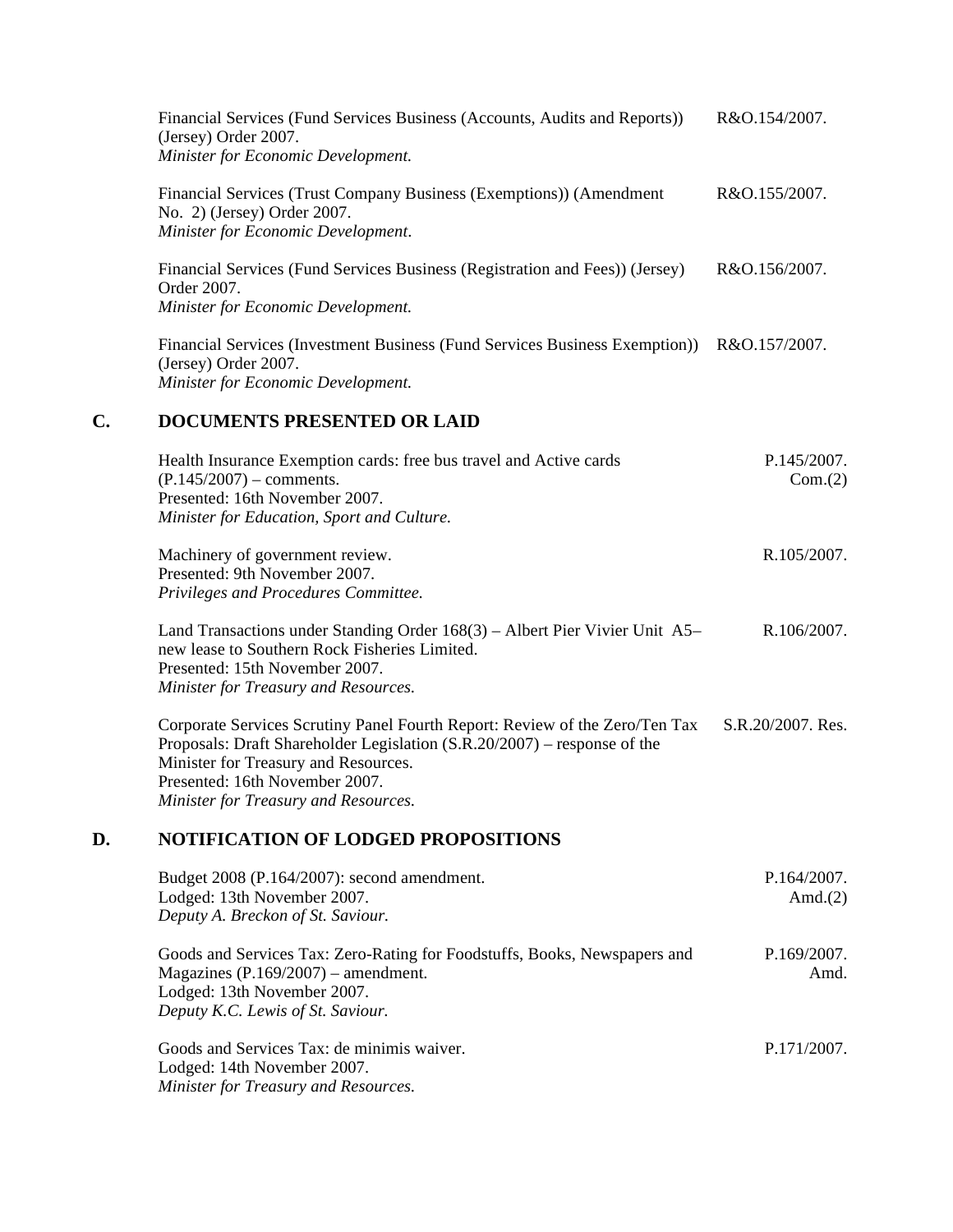Financial Services (Fund Services Business (Accounts, Audits and Reports)) (Jersey) Order 2007. R&O.154/2007.
*Minister for Economic Development.*

Financial Services (Trust Company Business (Exemptions)) (Amendment No. 2) (Jersey) Order 2007. R&O.155/2007.
*Minister for Economic Development.*

Financial Services (Fund Services Business (Registration and Fees)) (Jersey) Order 2007. R&O.156/2007.
*Minister for Economic Development.*

Financial Services (Investment Business (Fund Services Business Exemption)) (Jersey) Order 2007. R&O.157/2007.
*Minister for Economic Development.*

## C. DOCUMENTS PRESENTED OR LAID

Health Insurance Exemption cards: free bus travel and Active cards (P.145/2007) – comments. P.145/2007. Com.(2)
Presented: 16th November 2007.
*Minister for Education, Sport and Culture.*

Machinery of government review. R.105/2007.
Presented: 9th November 2007.
*Privileges and Procedures Committee.*

Land Transactions under Standing Order 168(3) – Albert Pier Vivier Unit A5– new lease to Southern Rock Fisheries Limited. R.106/2007.
Presented: 15th November 2007.
*Minister for Treasury and Resources.*

Corporate Services Scrutiny Panel Fourth Report: Review of the Zero/Ten Tax Proposals: Draft Shareholder Legislation (S.R.20/2007) – response of the Minister for Treasury and Resources. S.R.20/2007. Res.
Presented: 16th November 2007.
*Minister for Treasury and Resources.*

## D. NOTIFICATION OF LODGED PROPOSITIONS

Budget 2008 (P.164/2007): second amendment. P.164/2007. Amd.(2)
Lodged: 13th November 2007.
*Deputy A. Breckon of St. Saviour.*

Goods and Services Tax: Zero-Rating for Foodstuffs, Books, Newspapers and Magazines (P.169/2007) – amendment. P.169/2007. Amd.
Lodged: 13th November 2007.
*Deputy K.C. Lewis of St. Saviour.*

Goods and Services Tax: de minimis waiver. P.171/2007.
Lodged: 14th November 2007.
*Minister for Treasury and Resources.*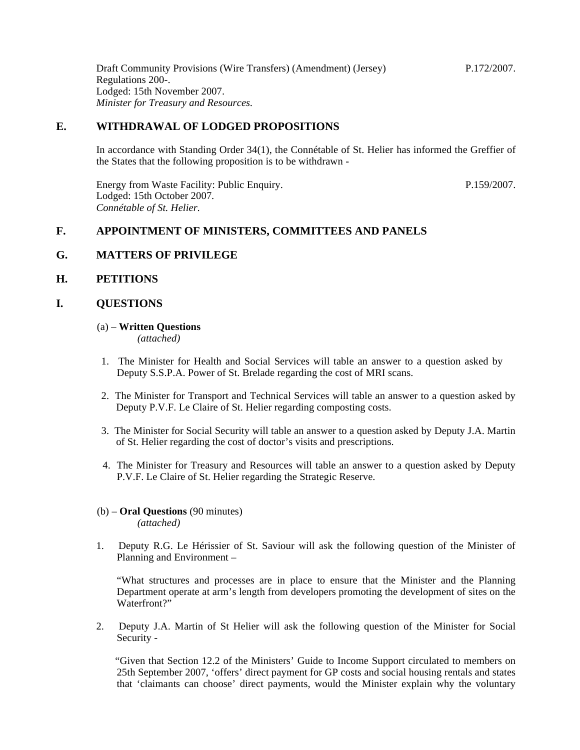Draft Community Provisions (Wire Transfers) (Amendment) (Jersey) Regulations 200-. P.172/2007.
Lodged: 15th November 2007.
*Minister for Treasury and Resources.*

## E. WITHDRAWAL OF LODGED PROPOSITIONS

In accordance with Standing Order 34(1), the Connétable of St. Helier has informed the Greffier of the States that the following proposition is to be withdrawn -

Energy from Waste Facility: Public Enquiry. P.159/2007.
Lodged: 15th October 2007.
*Connétable of St. Helier.*

## F. APPOINTMENT OF MINISTERS, COMMITTEES AND PANELS

## G. MATTERS OF PRIVILEGE

## H. PETITIONS

## I. QUESTIONS

(a) – **Written Questions**
*(attached)*

1. The Minister for Health and Social Services will table an answer to a question asked by Deputy S.S.P.A. Power of St. Brelade regarding the cost of MRI scans.

2. The Minister for Transport and Technical Services will table an answer to a question asked by Deputy P.V.F. Le Claire of St. Helier regarding composting costs.

3. The Minister for Social Security will table an answer to a question asked by Deputy J.A. Martin of St. Helier regarding the cost of doctor's visits and prescriptions.

4. The Minister for Treasury and Resources will table an answer to a question asked by Deputy P.V.F. Le Claire of St. Helier regarding the Strategic Reserve.

(b) – **Oral Questions** (90 minutes)
*(attached)*

1. Deputy R.G. Le Hérissier of St. Saviour will ask the following question of the Minister of Planning and Environment –

   "What structures and processes are in place to ensure that the Minister and the Planning Department operate at arm's length from developers promoting the development of sites on the Waterfront?"

2. Deputy J.A. Martin of St Helier will ask the following question of the Minister for Social Security -

   "Given that Section 12.2 of the Ministers' Guide to Income Support circulated to members on 25th September 2007, 'offers' direct payment for GP costs and social housing rentals and states that 'claimants can choose' direct payments, would the Minister explain why the voluntary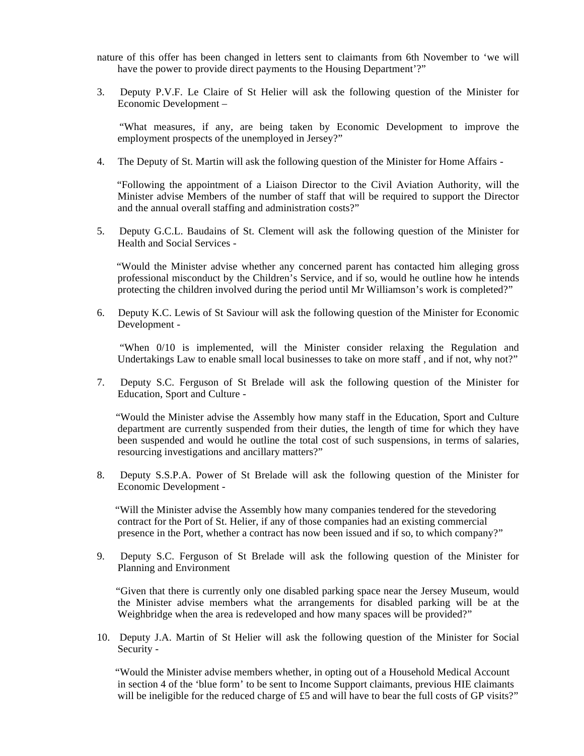nature of this offer has been changed in letters sent to claimants from 6th November to 'we will have the power to provide direct payments to the Housing Department'?"

3. Deputy P.V.F. Le Claire of St Helier will ask the following question of the Minister for Economic Development –

   "What measures, if any, are being taken by Economic Development to improve the employment prospects of the unemployed in Jersey?"

4. The Deputy of St. Martin will ask the following question of the Minister for Home Affairs -

   "Following the appointment of a Liaison Director to the Civil Aviation Authority, will the Minister advise Members of the number of staff that will be required to support the Director and the annual overall staffing and administration costs?"

5. Deputy G.C.L. Baudains of St. Clement will ask the following question of the Minister for Health and Social Services -

   "Would the Minister advise whether any concerned parent has contacted him alleging gross professional misconduct by the Children's Service, and if so, would he outline how he intends protecting the children involved during the period until Mr Williamson's work is completed?"

6. Deputy K.C. Lewis of St Saviour will ask the following question of the Minister for Economic Development -

   "When 0/10 is implemented, will the Minister consider relaxing the Regulation and Undertakings Law to enable small local businesses to take on more staff , and if not, why not?"

7. Deputy S.C. Ferguson of St Brelade will ask the following question of the Minister for Education, Sport and Culture -

   "Would the Minister advise the Assembly how many staff in the Education, Sport and Culture department are currently suspended from their duties, the length of time for which they have been suspended and would he outline the total cost of such suspensions, in terms of salaries, resourcing investigations and ancillary matters?"

8. Deputy S.S.P.A. Power of St Brelade will ask the following question of the Minister for Economic Development -

   "Will the Minister advise the Assembly how many companies tendered for the stevedoring contract for the Port of St. Helier, if any of those companies had an existing commercial presence in the Port, whether a contract has now been issued and if so, to which company?"

9. Deputy S.C. Ferguson of St Brelade will ask the following question of the Minister for Planning and Environment

   "Given that there is currently only one disabled parking space near the Jersey Museum, would the Minister advise members what the arrangements for disabled parking will be at the Weighbridge when the area is redeveloped and how many spaces will be provided?"

10. Deputy J.A. Martin of St Helier will ask the following question of the Minister for Social Security -

    "Would the Minister advise members whether, in opting out of a Household Medical Account in section 4 of the 'blue form' to be sent to Income Support claimants, previous HIE claimants will be ineligible for the reduced charge of £5 and will have to bear the full costs of GP visits?"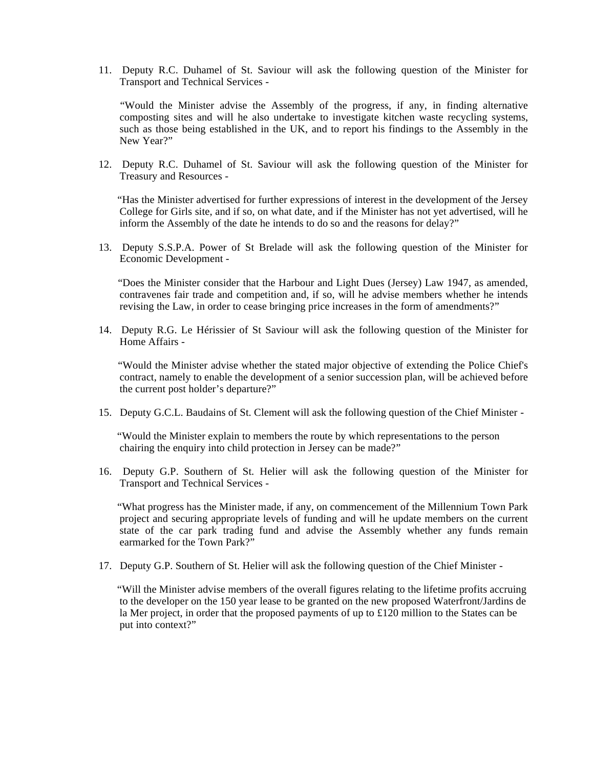11. Deputy R.C. Duhamel of St. Saviour will ask the following question of the Minister for Transport and Technical Services -

    "Would the Minister advise the Assembly of the progress, if any, in finding alternative composting sites and will he also undertake to investigate kitchen waste recycling systems, such as those being established in the UK, and to report his findings to the Assembly in the New Year?"

12. Deputy R.C. Duhamel of St. Saviour will ask the following question of the Minister for Treasury and Resources -

    "Has the Minister advertised for further expressions of interest in the development of the Jersey College for Girls site, and if so, on what date, and if the Minister has not yet advertised, will he inform the Assembly of the date he intends to do so and the reasons for delay?"

13. Deputy S.S.P.A. Power of St Brelade will ask the following question of the Minister for Economic Development -

    "Does the Minister consider that the Harbour and Light Dues (Jersey) Law 1947, as amended, contravenes fair trade and competition and, if so, will he advise members whether he intends revising the Law, in order to cease bringing price increases in the form of amendments?"

14. Deputy R.G. Le Hérissier of St Saviour will ask the following question of the Minister for Home Affairs -

    "Would the Minister advise whether the stated major objective of extending the Police Chief's contract, namely to enable the development of a senior succession plan, will be achieved before the current post holder's departure?"

15. Deputy G.C.L. Baudains of St. Clement will ask the following question of the Chief Minister -

    "Would the Minister explain to members the route by which representations to the person chairing the enquiry into child protection in Jersey can be made?"

16. Deputy G.P. Southern of St. Helier will ask the following question of the Minister for Transport and Technical Services -

    "What progress has the Minister made, if any, on commencement of the Millennium Town Park project and securing appropriate levels of funding and will he update members on the current state of the car park trading fund and advise the Assembly whether any funds remain earmarked for the Town Park?"

17. Deputy G.P. Southern of St. Helier will ask the following question of the Chief Minister -

    "Will the Minister advise members of the overall figures relating to the lifetime profits accruing to the developer on the 150 year lease to be granted on the new proposed Waterfront/Jardins de la Mer project, in order that the proposed payments of up to £120 million to the States can be put into context?"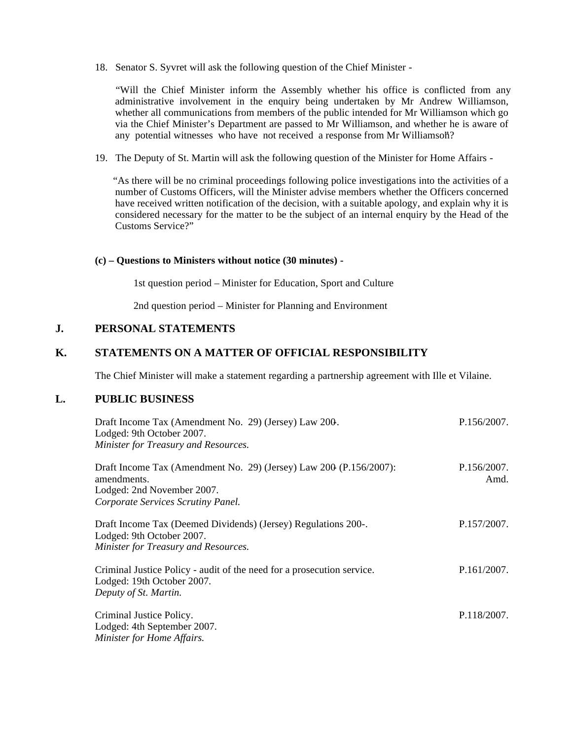18. Senator S. Syvret will ask the following question of the Chief Minister -

"Will the Chief Minister inform the Assembly whether his office is conflicted from any administrative involvement in the enquiry being undertaken by Mr Andrew Williamson, whether all communications from members of the public intended for Mr Williamson which go via the Chief Minister's Department are passed to Mr Williamson, and whether he is aware of any potential witnesses who have not received a response from Mr Williamson?"

19. The Deputy of St. Martin will ask the following question of the Minister for Home Affairs -

"As there will be no criminal proceedings following police investigations into the activities of a number of Customs Officers, will the Minister advise members whether the Officers concerned have received written notification of the decision, with a suitable apology, and explain why it is considered necessary for the matter to be the subject of an internal enquiry by the Head of the Customs Service?"

**(c) – Questions to Ministers without notice (30 minutes) -**

1st question period – Minister for Education, Sport and Culture

2nd question period – Minister for Planning and Environment

## J. PERSONAL STATEMENTS

## K. STATEMENTS ON A MATTER OF OFFICIAL RESPONSIBILITY

The Chief Minister will make a statement regarding a partnership agreement with Ille et Vilaine.

## L. PUBLIC BUSINESS

Draft Income Tax (Amendment No. 29) (Jersey) Law 200-. — P.156/2007.
Lodged: 9th October 2007.
*Minister for Treasury and Resources.*

Draft Income Tax (Amendment No. 29) (Jersey) Law 200- (P.156/2007): amendments. — P.156/2007. Amd.
Lodged: 2nd November 2007.
*Corporate Services Scrutiny Panel.*

Draft Income Tax (Deemed Dividends) (Jersey) Regulations 200-. — P.157/2007.
Lodged: 9th October 2007.
*Minister for Treasury and Resources.*

Criminal Justice Policy - audit of the need for a prosecution service. — P.161/2007.
Lodged: 19th October 2007.
*Deputy of St. Martin.*

Criminal Justice Policy. — P.118/2007.
Lodged: 4th September 2007.
*Minister for Home Affairs.*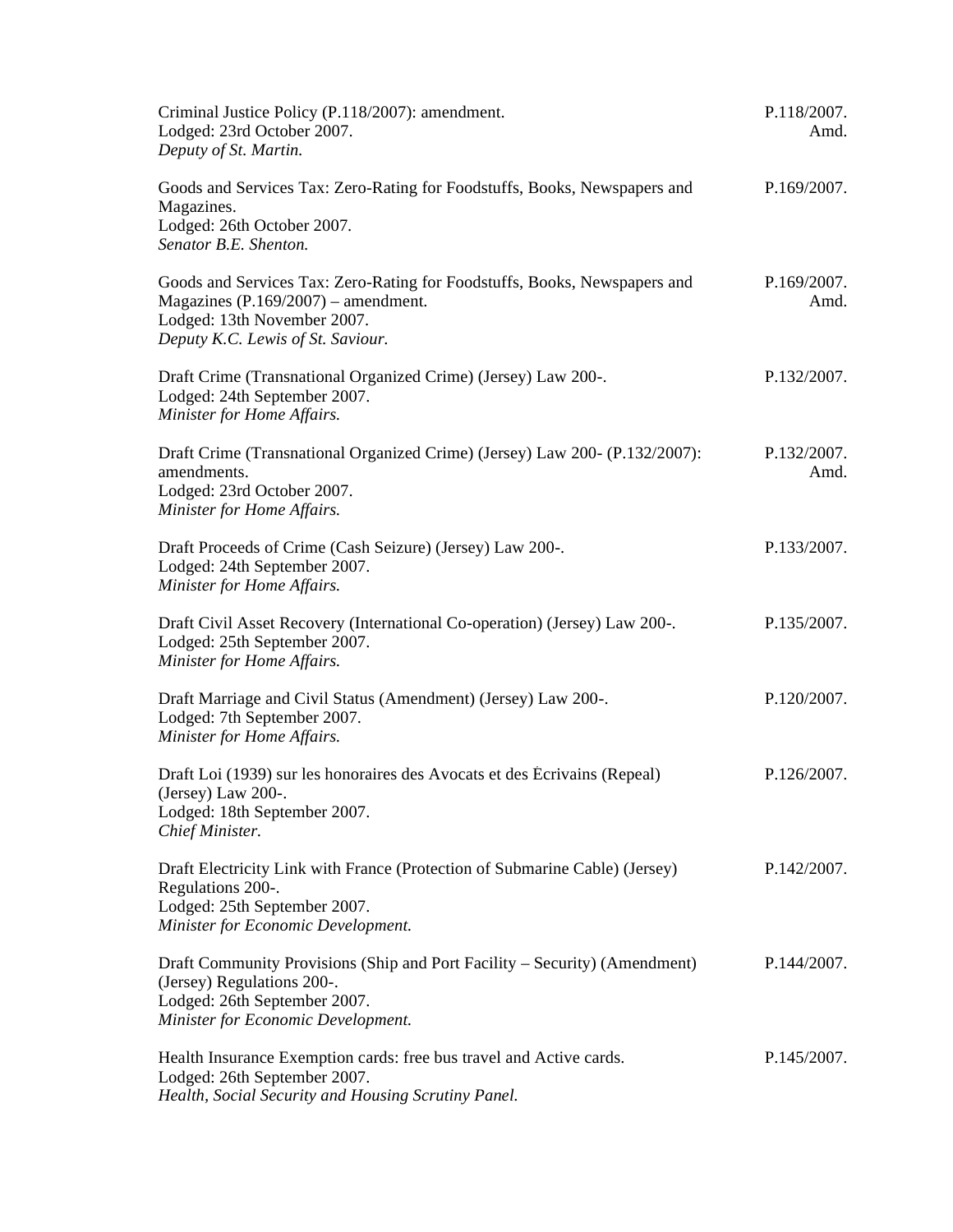Criminal Justice Policy (P.118/2007): amendment.
Lodged: 23rd October 2007.
*Deputy of St. Martin.*
P.118/2007. Amd.

Goods and Services Tax: Zero-Rating for Foodstuffs, Books, Newspapers and Magazines.
Lodged: 26th October 2007.
*Senator B.E. Shenton.*
P.169/2007.

Goods and Services Tax: Zero-Rating for Foodstuffs, Books, Newspapers and Magazines (P.169/2007) – amendment.
Lodged: 13th November 2007.
*Deputy K.C. Lewis of St. Saviour.*
P.169/2007. Amd.

Draft Crime (Transnational Organized Crime) (Jersey) Law 200-.
Lodged: 24th September 2007.
*Minister for Home Affairs.*
P.132/2007.

Draft Crime (Transnational Organized Crime) (Jersey) Law 200- (P.132/2007): amendments.
Lodged: 23rd October 2007.
*Minister for Home Affairs.*
P.132/2007. Amd.

Draft Proceeds of Crime (Cash Seizure) (Jersey) Law 200-.
Lodged: 24th September 2007.
*Minister for Home Affairs.*
P.133/2007.

Draft Civil Asset Recovery (International Co-operation) (Jersey) Law 200-.
Lodged: 25th September 2007.
*Minister for Home Affairs.*
P.135/2007.

Draft Marriage and Civil Status (Amendment) (Jersey) Law 200-.
Lodged: 7th September 2007.
*Minister for Home Affairs.*
P.120/2007.

Draft Loi (1939) sur les honoraires des Avocats et des Écrivains (Repeal) (Jersey) Law 200-.
Lodged: 18th September 2007.
*Chief Minister.*
P.126/2007.

Draft Electricity Link with France (Protection of Submarine Cable) (Jersey) Regulations 200-.
Lodged: 25th September 2007.
*Minister for Economic Development.*
P.142/2007.

Draft Community Provisions (Ship and Port Facility – Security) (Amendment) (Jersey) Regulations 200-.
Lodged: 26th September 2007.
*Minister for Economic Development.*
P.144/2007.

Health Insurance Exemption cards: free bus travel and Active cards.
Lodged: 26th September 2007.
*Health, Social Security and Housing Scrutiny Panel.*
P.145/2007.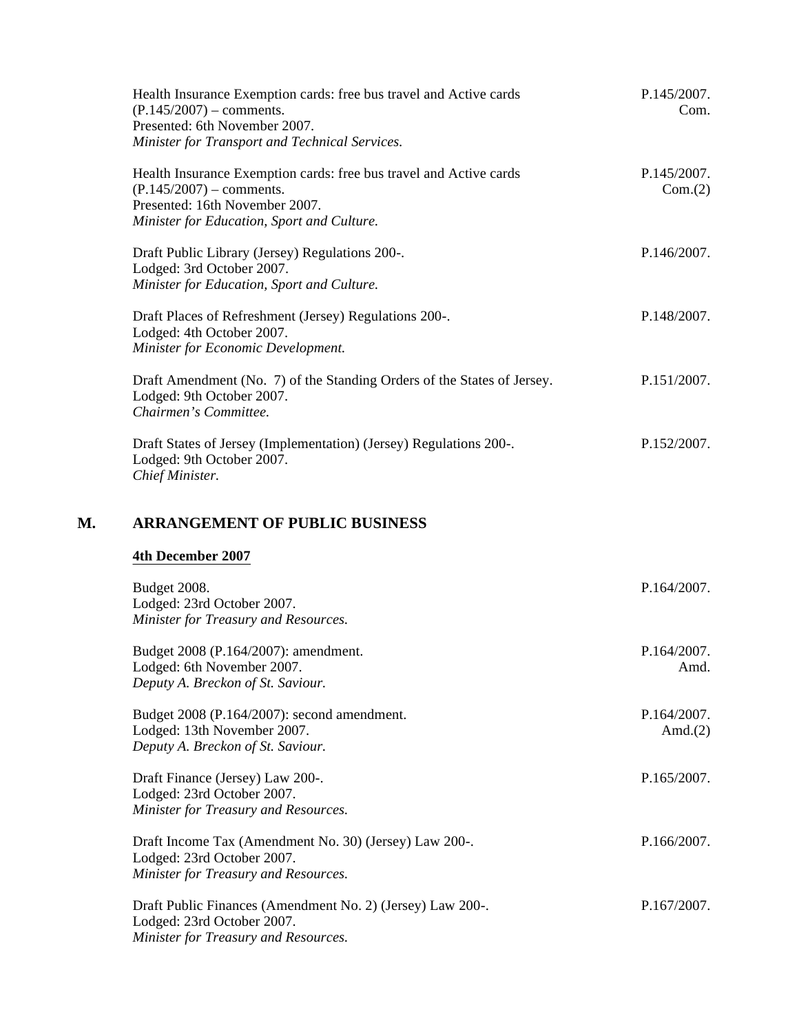Health Insurance Exemption cards: free bus travel and Active cards (P.145/2007) – comments.
Presented: 6th November 2007.
*Minister for Transport and Technical Services.*

P.145/2007. Com.

Health Insurance Exemption cards: free bus travel and Active cards (P.145/2007) – comments.
Presented: 16th November 2007.
*Minister for Education, Sport and Culture.*

P.145/2007. Com.(2)

Draft Public Library (Jersey) Regulations 200-.
Lodged: 3rd October 2007.
*Minister for Education, Sport and Culture.*

P.146/2007.

Draft Places of Refreshment (Jersey) Regulations 200-.
Lodged: 4th October 2007.
*Minister for Economic Development.*

P.148/2007.

Draft Amendment (No. 7) of the Standing Orders of the States of Jersey.
Lodged: 9th October 2007.
*Chairmen's Committee.*

P.151/2007.

Draft States of Jersey (Implementation) (Jersey) Regulations 200-.
Lodged: 9th October 2007.
*Chief Minister.*

P.152/2007.

## M. ARRANGEMENT OF PUBLIC BUSINESS

**4th December 2007**

Budget 2008.
Lodged: 23rd October 2007.
*Minister for Treasury and Resources.*

P.164/2007.

Budget 2008 (P.164/2007): amendment.
Lodged: 6th November 2007.
*Deputy A. Breckon of St. Saviour.*

P.164/2007. Amd.

Budget 2008 (P.164/2007): second amendment.
Lodged: 13th November 2007.
*Deputy A. Breckon of St. Saviour.*

P.164/2007. Amd.(2)

Draft Finance (Jersey) Law 200-.
Lodged: 23rd October 2007.
*Minister for Treasury and Resources.*

P.165/2007.

Draft Income Tax (Amendment No. 30) (Jersey) Law 200-.
Lodged: 23rd October 2007.
*Minister for Treasury and Resources.*

P.166/2007.

Draft Public Finances (Amendment No. 2) (Jersey) Law 200-.
Lodged: 23rd October 2007.
*Minister for Treasury and Resources.*

P.167/2007.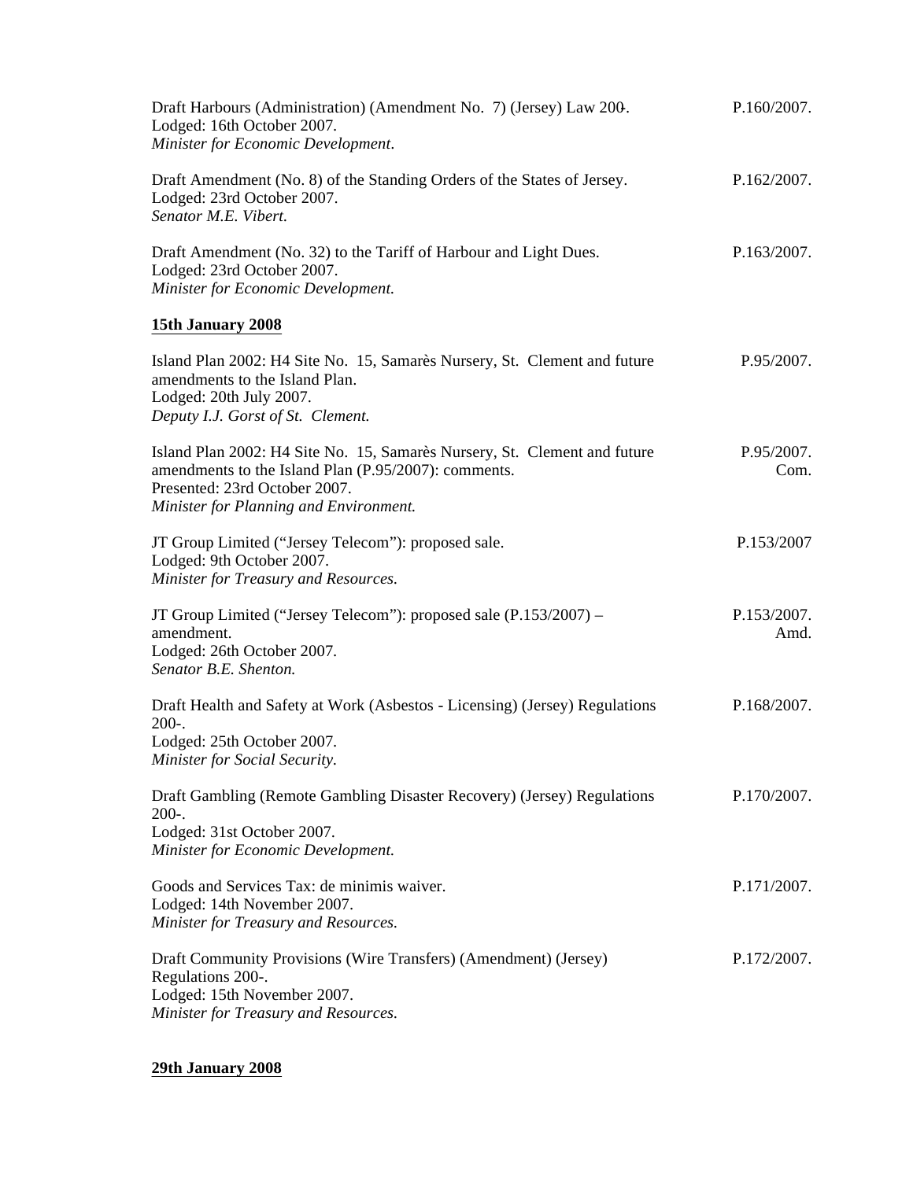Draft Harbours (Administration) (Amendment No. 7) (Jersey) Law 200-. P.160/2007.
Lodged: 16th October 2007.
*Minister for Economic Development.*

Draft Amendment (No. 8) of the Standing Orders of the States of Jersey. P.162/2007.
Lodged: 23rd October 2007.
*Senator M.E. Vibert.*

Draft Amendment (No. 32) to the Tariff of Harbour and Light Dues. P.163/2007.
Lodged: 23rd October 2007.
*Minister for Economic Development.*

**15th January 2008**

Island Plan 2002: H4 Site No. 15, Samarès Nursery, St. Clement and future amendments to the Island Plan. P.95/2007.
Lodged: 20th July 2007.
*Deputy I.J. Gorst of St. Clement.*

Island Plan 2002: H4 Site No. 15, Samarès Nursery, St. Clement and future amendments to the Island Plan (P.95/2007): comments. P.95/2007. Com.
Presented: 23rd October 2007.
*Minister for Planning and Environment.*

JT Group Limited ("Jersey Telecom"): proposed sale. P.153/2007
Lodged: 9th October 2007.
*Minister for Treasury and Resources.*

JT Group Limited ("Jersey Telecom"): proposed sale (P.153/2007) – amendment. P.153/2007. Amd.
Lodged: 26th October 2007.
*Senator B.E. Shenton.*

Draft Health and Safety at Work (Asbestos - Licensing) (Jersey) Regulations 200-. P.168/2007.
Lodged: 25th October 2007.
*Minister for Social Security.*

Draft Gambling (Remote Gambling Disaster Recovery) (Jersey) Regulations 200-. P.170/2007.
Lodged: 31st October 2007.
*Minister for Economic Development.*

Goods and Services Tax: de minimis waiver. P.171/2007.
Lodged: 14th November 2007.
*Minister for Treasury and Resources.*

Draft Community Provisions (Wire Transfers) (Amendment) (Jersey) Regulations 200-. P.172/2007.
Lodged: 15th November 2007.
*Minister for Treasury and Resources.*

**29th January 2008**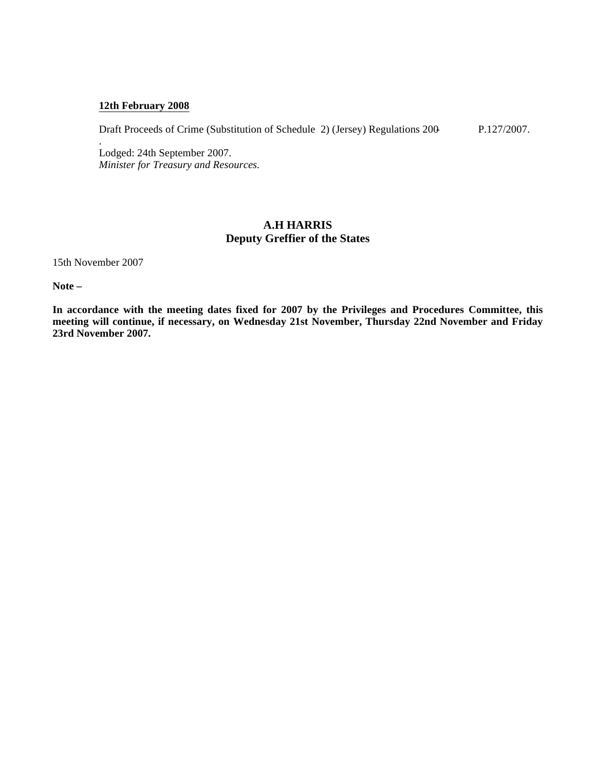**12th February 2008**

Draft Proceeds of Crime (Substitution of Schedule 2) (Jersey) Regulations 200- P.127/2007.
.
Lodged: 24th September 2007.
*Minister for Treasury and Resources.*

**A.H HARRIS**
**Deputy Greffier of the States**

15th November 2007

**Note –**

**In accordance with the meeting dates fixed for 2007 by the Privileges and Procedures Committee, this meeting will continue, if necessary, on Wednesday 21st November, Thursday 22nd November and Friday 23rd November 2007.**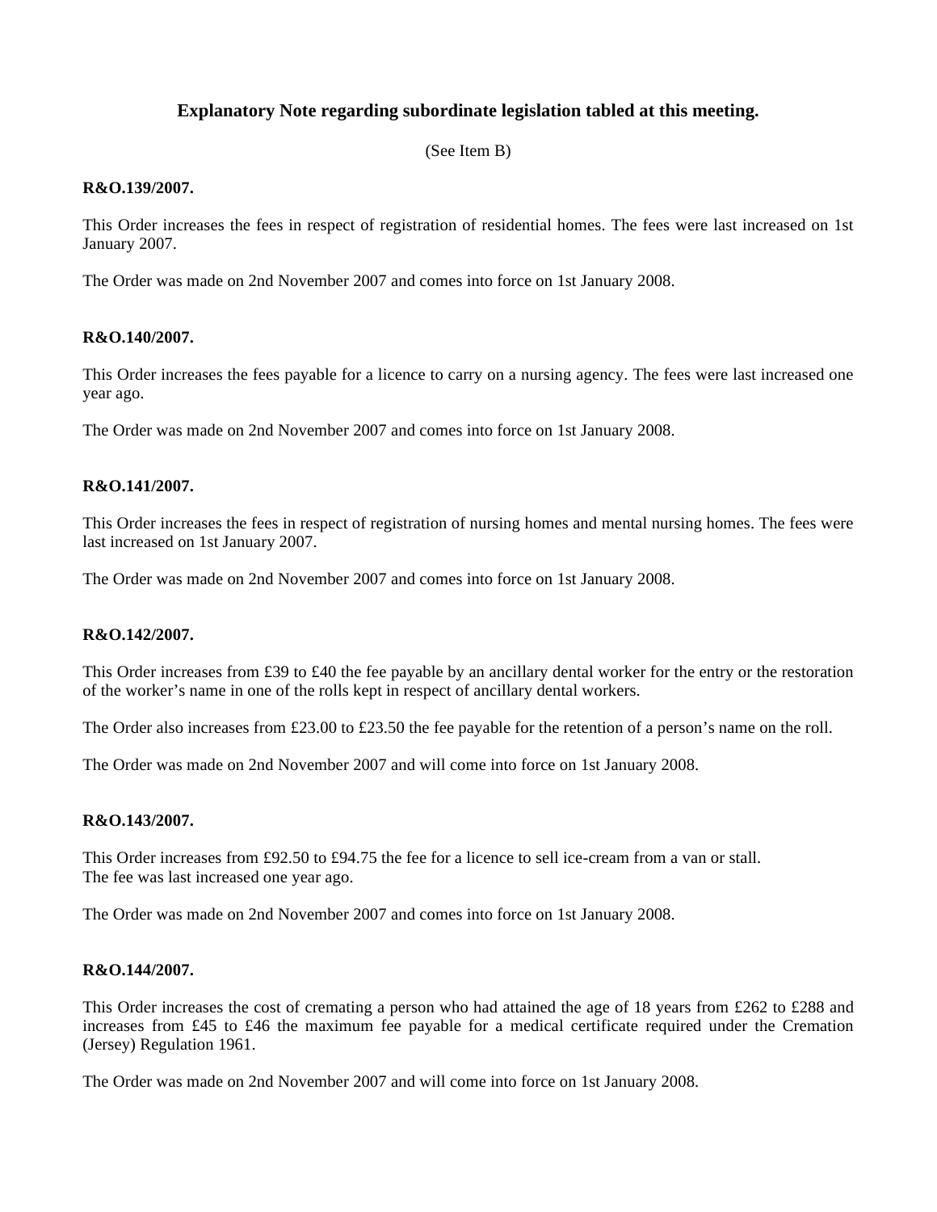## Explanatory Note regarding subordinate legislation tabled at this meeting.

(See Item B)

**R&O.139/2007.**

This Order increases the fees in respect of registration of residential homes. The fees were last increased on 1st January 2007.

The Order was made on 2nd November 2007 and comes into force on 1st January 2008.

**R&O.140/2007.**

This Order increases the fees payable for a licence to carry on a nursing agency. The fees were last increased one year ago.

The Order was made on 2nd November 2007 and comes into force on 1st January 2008.

**R&O.141/2007.**

This Order increases the fees in respect of registration of nursing homes and mental nursing homes. The fees were last increased on 1st January 2007.

The Order was made on 2nd November 2007 and comes into force on 1st January 2008.

**R&O.142/2007.**

This Order increases from £39 to £40 the fee payable by an ancillary dental worker for the entry or the restoration of the worker's name in one of the rolls kept in respect of ancillary dental workers.

The Order also increases from £23.00 to £23.50 the fee payable for the retention of a person's name on the roll.

The Order was made on 2nd November 2007 and will come into force on 1st January 2008.

**R&O.143/2007.**

This Order increases from £92.50 to £94.75 the fee for a licence to sell ice-cream from a van or stall.
The fee was last increased one year ago.

The Order was made on 2nd November 2007 and comes into force on 1st January 2008.

**R&O.144/2007.**

This Order increases the cost of cremating a person who had attained the age of 18 years from £262 to £288 and increases from £45 to £46 the maximum fee payable for a medical certificate required under the Cremation (Jersey) Regulation 1961.

The Order was made on 2nd November 2007 and will come into force on 1st January 2008.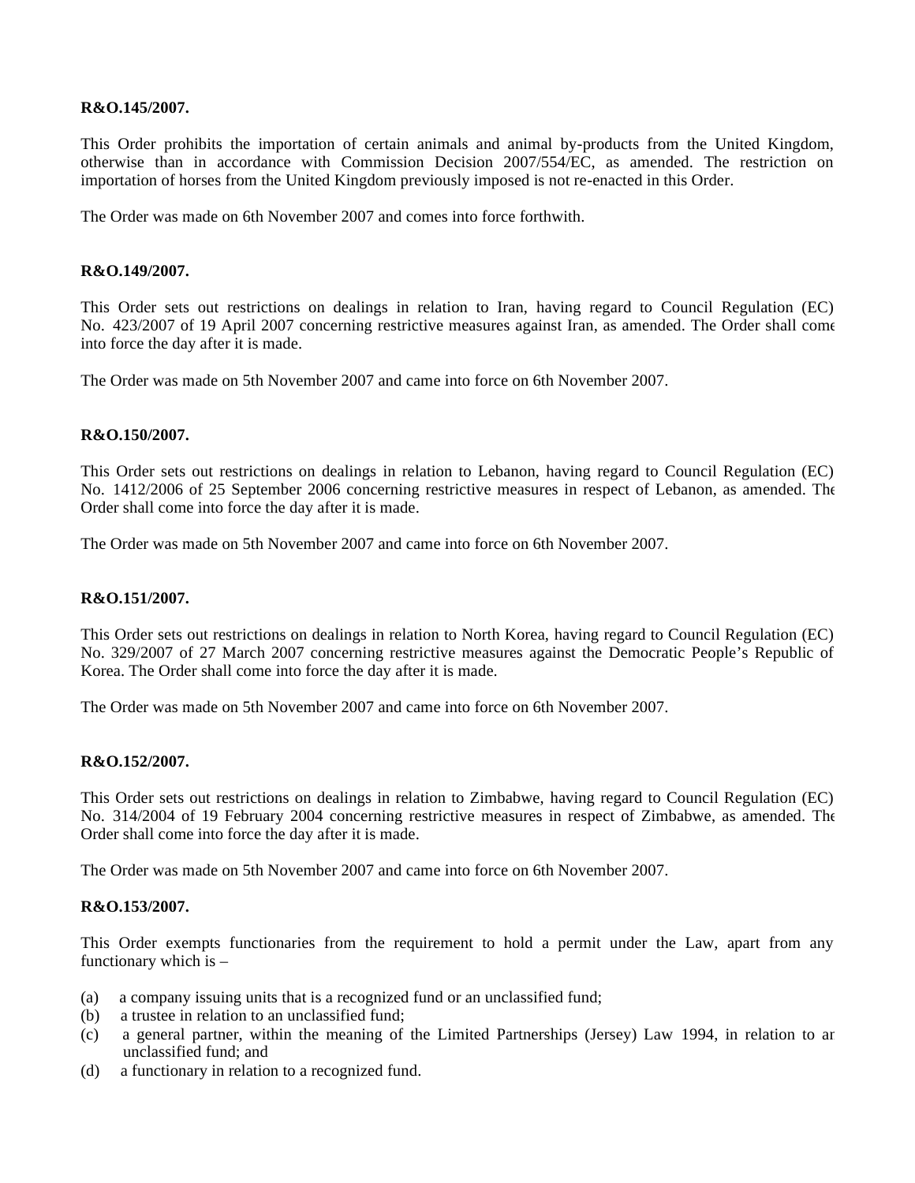**R&O.145/2007.**

This Order prohibits the importation of certain animals and animal by-products from the United Kingdom, otherwise than in accordance with Commission Decision 2007/554/EC, as amended. The restriction on importation of horses from the United Kingdom previously imposed is not re-enacted in this Order.

The Order was made on 6th November 2007 and comes into force forthwith.

**R&O.149/2007.**

This Order sets out restrictions on dealings in relation to Iran, having regard to Council Regulation (EC) No. 423/2007 of 19 April 2007 concerning restrictive measures against Iran, as amended. The Order shall come into force the day after it is made.

The Order was made on 5th November 2007 and came into force on 6th November 2007.

**R&O.150/2007.**

This Order sets out restrictions on dealings in relation to Lebanon, having regard to Council Regulation (EC) No. 1412/2006 of 25 September 2006 concerning restrictive measures in respect of Lebanon, as amended. The Order shall come into force the day after it is made.

The Order was made on 5th November 2007 and came into force on 6th November 2007.

**R&O.151/2007.**

This Order sets out restrictions on dealings in relation to North Korea, having regard to Council Regulation (EC) No. 329/2007 of 27 March 2007 concerning restrictive measures against the Democratic People's Republic of Korea. The Order shall come into force the day after it is made.

The Order was made on 5th November 2007 and came into force on 6th November 2007.

**R&O.152/2007.**

This Order sets out restrictions on dealings in relation to Zimbabwe, having regard to Council Regulation (EC) No. 314/2004 of 19 February 2004 concerning restrictive measures in respect of Zimbabwe, as amended. The Order shall come into force the day after it is made.

The Order was made on 5th November 2007 and came into force on 6th November 2007.

**R&O.153/2007.**

This Order exempts functionaries from the requirement to hold a permit under the Law, apart from any functionary which is –

(a) a company issuing units that is a recognized fund or an unclassified fund;
(b) a trustee in relation to an unclassified fund;
(c) a general partner, within the meaning of the Limited Partnerships (Jersey) Law 1994, in relation to an unclassified fund; and
(d) a functionary in relation to a recognized fund.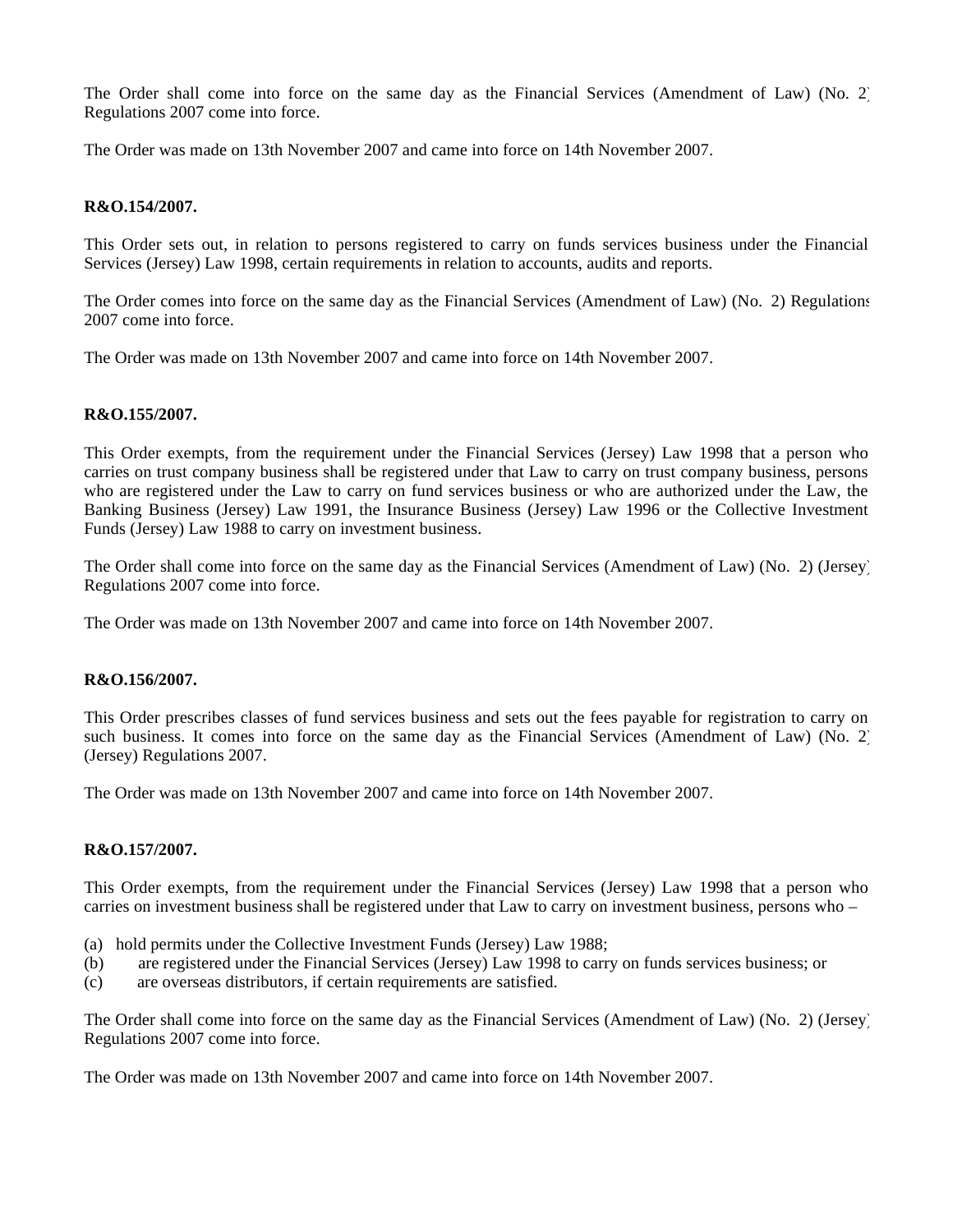The Order shall come into force on the same day as the Financial Services (Amendment of Law) (No. 2) Regulations 2007 come into force.

The Order was made on 13th November 2007 and came into force on 14th November 2007.

**R&O.154/2007.**

This Order sets out, in relation to persons registered to carry on funds services business under the Financial Services (Jersey) Law 1998, certain requirements in relation to accounts, audits and reports.

The Order comes into force on the same day as the Financial Services (Amendment of Law) (No. 2) Regulations 2007 come into force.

The Order was made on 13th November 2007 and came into force on 14th November 2007.

**R&O.155/2007.**

This Order exempts, from the requirement under the Financial Services (Jersey) Law 1998 that a person who carries on trust company business shall be registered under that Law to carry on trust company business, persons who are registered under the Law to carry on fund services business or who are authorized under the Law, the Banking Business (Jersey) Law 1991, the Insurance Business (Jersey) Law 1996 or the Collective Investment Funds (Jersey) Law 1988 to carry on investment business.

The Order shall come into force on the same day as the Financial Services (Amendment of Law) (No. 2) (Jersey) Regulations 2007 come into force.

The Order was made on 13th November 2007 and came into force on 14th November 2007.

**R&O.156/2007.**

This Order prescribes classes of fund services business and sets out the fees payable for registration to carry on such business. It comes into force on the same day as the Financial Services (Amendment of Law) (No. 2) (Jersey) Regulations 2007.

The Order was made on 13th November 2007 and came into force on 14th November 2007.

**R&O.157/2007.**

This Order exempts, from the requirement under the Financial Services (Jersey) Law 1998 that a person who carries on investment business shall be registered under that Law to carry on investment business, persons who –

(a) hold permits under the Collective Investment Funds (Jersey) Law 1988;
(b) are registered under the Financial Services (Jersey) Law 1998 to carry on funds services business; or
(c) are overseas distributors, if certain requirements are satisfied.

The Order shall come into force on the same day as the Financial Services (Amendment of Law) (No. 2) (Jersey) Regulations 2007 come into force.

The Order was made on 13th November 2007 and came into force on 14th November 2007.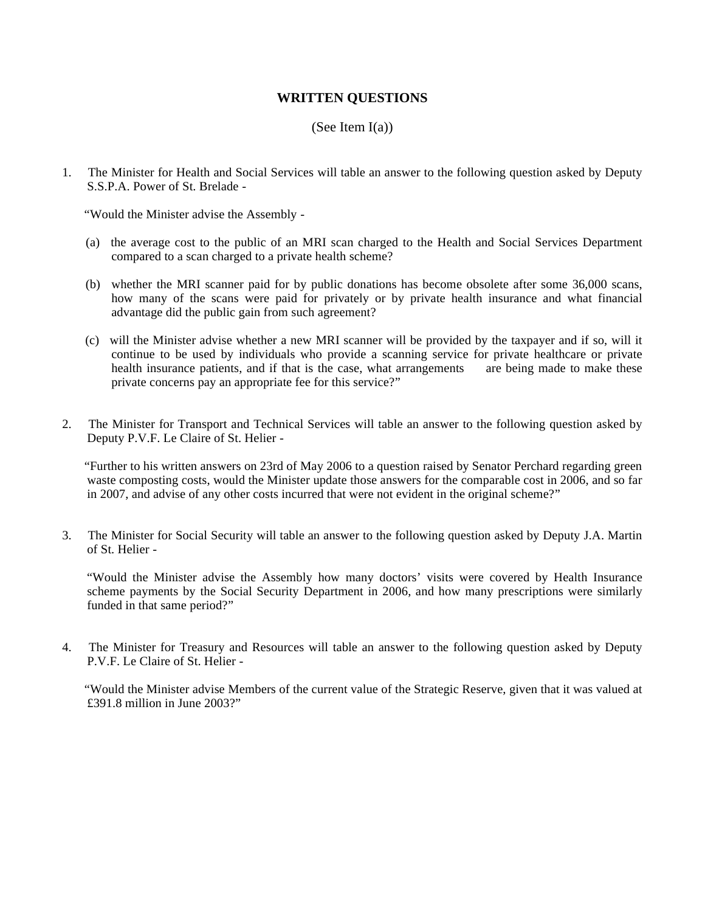## WRITTEN QUESTIONS

(See Item I(a))

1. The Minister for Health and Social Services will table an answer to the following question asked by Deputy S.S.P.A. Power of St. Brelade -

   "Would the Minister advise the Assembly -

   (a) the average cost to the public of an MRI scan charged to the Health and Social Services Department compared to a scan charged to a private health scheme?

   (b) whether the MRI scanner paid for by public donations has become obsolete after some 36,000 scans, how many of the scans were paid for privately or by private health insurance and what financial advantage did the public gain from such agreement?

   (c) will the Minister advise whether a new MRI scanner will be provided by the taxpayer and if so, will it continue to be used by individuals who provide a scanning service for private healthcare or private health insurance patients, and if that is the case, what arrangements are being made to make these private concerns pay an appropriate fee for this service?"

2. The Minister for Transport and Technical Services will table an answer to the following question asked by Deputy P.V.F. Le Claire of St. Helier -

   "Further to his written answers on 23rd of May 2006 to a question raised by Senator Perchard regarding green waste composting costs, would the Minister update those answers for the comparable cost in 2006, and so far in 2007, and advise of any other costs incurred that were not evident in the original scheme?"

3. The Minister for Social Security will table an answer to the following question asked by Deputy J.A. Martin of St. Helier -

   "Would the Minister advise the Assembly how many doctors' visits were covered by Health Insurance scheme payments by the Social Security Department in 2006, and how many prescriptions were similarly funded in that same period?"

4. The Minister for Treasury and Resources will table an answer to the following question asked by Deputy P.V.F. Le Claire of St. Helier -

   "Would the Minister advise Members of the current value of the Strategic Reserve, given that it was valued at £391.8 million in June 2003?"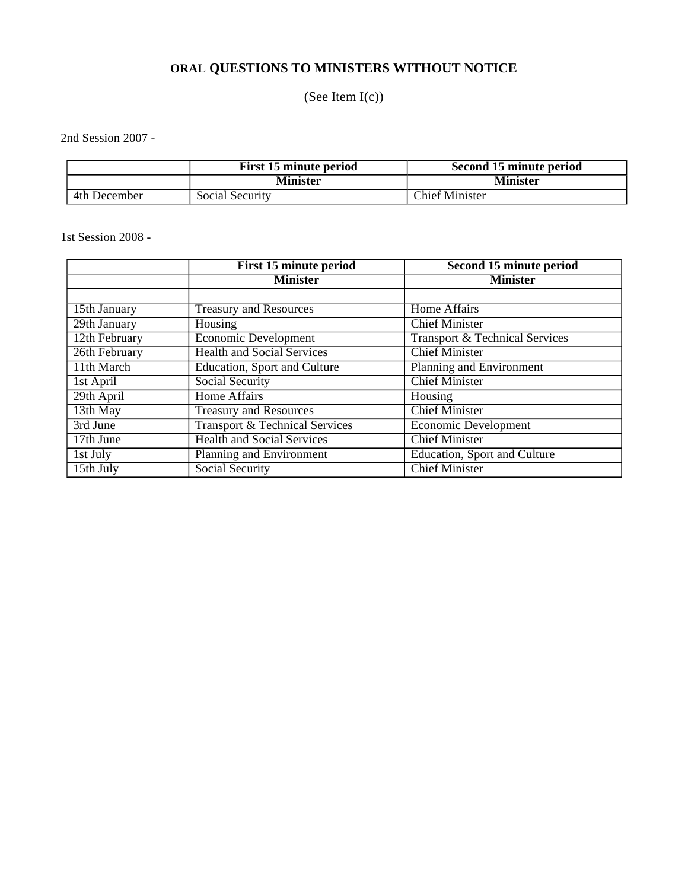# ORAL QUESTIONS TO MINISTERS WITHOUT NOTICE

(See Item I(c))

2nd Session 2007 -

| | First 15 minute period | Second 15 minute period |
|---|---|---|
| | **Minister** | **Minister** |
| 4th December | Social Security | Chief Minister |

1st Session 2008 -

| | First 15 minute period | Second 15 minute period |
|---|---|---|
| | **Minister** | **Minister** |
| | | |
| 15th January | Treasury and Resources | Home Affairs |
| 29th January | Housing | Chief Minister |
| 12th February | Economic Development | Transport & Technical Services |
| 26th February | Health and Social Services | Chief Minister |
| 11th March | Education, Sport and Culture | Planning and Environment |
| 1st April | Social Security | Chief Minister |
| 29th April | Home Affairs | Housing |
| 13th May | Treasury and Resources | Chief Minister |
| 3rd June | Transport & Technical Services | Economic Development |
| 17th June | Health and Social Services | Chief Minister |
| 1st July | Planning and Environment | Education, Sport and Culture |
| 15th July | Social Security | Chief Minister |